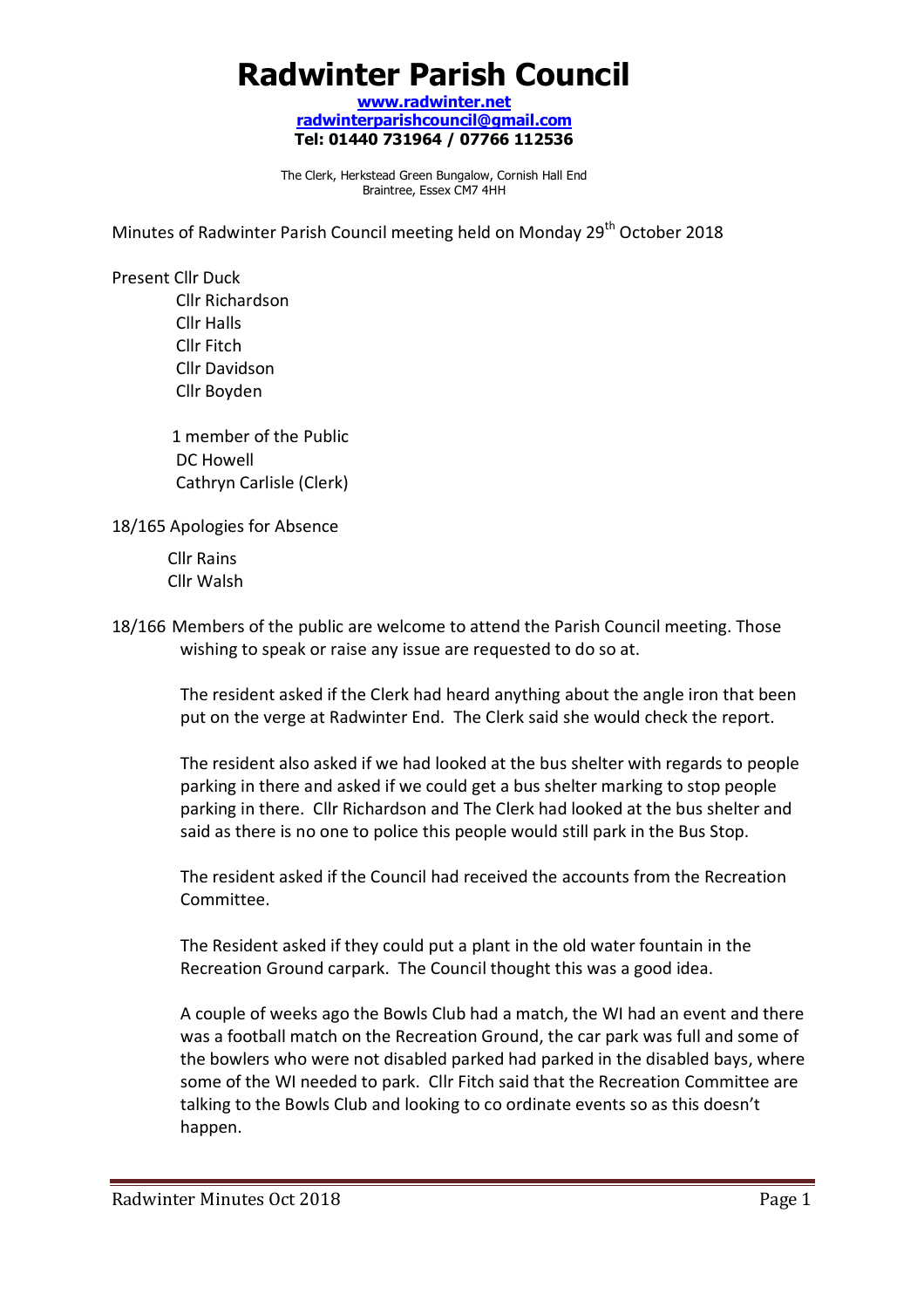// Radwinter Parish Council

**[www.radwinter.net](http://www.radwinter.net)**
**[radwinterparishcouncil@gmail.com](mailto:radwinterparishcouncil@gmail.com)**
**Tel: 01440 731964 / 07766 112536**

The Clerk, Herkstead Green Bungalow, Cornish Hall End
Braintree, Essex CM7 4HH

Minutes of Radwinter Parish Council meeting held on Monday 29th October 2018

Present Cllr Duck
Cllr Richardson
Cllr Halls
Cllr Fitch
Cllr Davidson
Cllr Boyden

1 member of the Public
DC Howell
Cathryn Carlisle (Clerk)

18/165 Apologies for Absence

Cllr Rains
Cllr Walsh

18/166 Members of the public are welcome to attend the Parish Council meeting. Those wishing to speak or raise any issue are requested to do so at.

The resident asked if the Clerk had heard anything about the angle iron that been put on the verge at Radwinter End. The Clerk said she would check the report.

The resident also asked if we had looked at the bus shelter with regards to people parking in there and asked if we could get a bus shelter marking to stop people parking in there. Cllr Richardson and The Clerk had looked at the bus shelter and said as there is no one to police this people would still park in the Bus Stop.

The resident asked if the Council had received the accounts from the Recreation Committee.

The Resident asked if they could put a plant in the old water fountain in the Recreation Ground carpark. The Council thought this was a good idea.

A couple of weeks ago the Bowls Club had a match, the WI had an event and there was a football match on the Recreation Ground, the car park was full and some of the bowlers who were not disabled parked had parked in the disabled bays, where some of the WI needed to park. Cllr Fitch said that the Recreation Committee are talking to the Bowls Club and looking to co ordinate events so as this doesn't happen.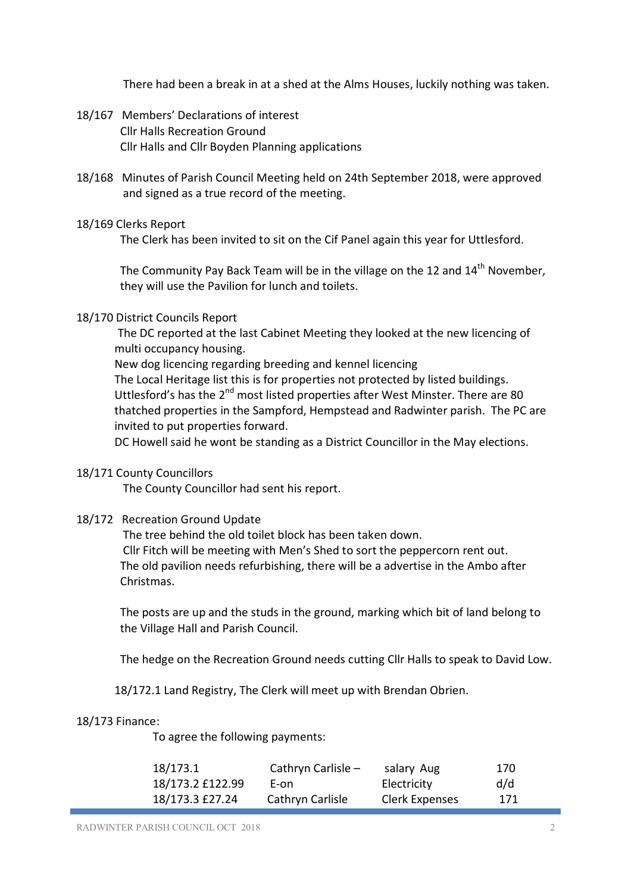There had been a break in at a shed at the Alms Houses, luckily nothing was taken.

18/167 Members' Declarations of interest
Cllr Halls Recreation Ground
Cllr Halls and Cllr Boyden Planning applications

18/168 Minutes of Parish Council Meeting held on 24th September 2018, were approved and signed as a true record of the meeting.

18/169 Clerks Report

The Clerk has been invited to sit on the Cif Panel again this year for Uttlesford.

The Community Pay Back Team will be in the village on the 12 and 14th November, they will use the Pavilion for lunch and toilets.

18/170 District Councils Report

The DC reported at the last Cabinet Meeting they looked at the new licencing of multi occupancy housing.
New dog licencing regarding breeding and kennel licencing
The Local Heritage list this is for properties not protected by listed buildings. Uttlesford's has the 2nd most listed properties after West Minster. There are 80 thatched properties in the Sampford, Hempstead and Radwinter parish. The PC are invited to put properties forward.
DC Howell said he wont be standing as a District Councillor in the May elections.

18/171 County Councillors

The County Councillor had sent his report.

18/172 Recreation Ground Update

The tree behind the old toilet block has been taken down.
Cllr Fitch will be meeting with Men's Shed to sort the peppercorn rent out.
The old pavilion needs refurbishing, there will be a advertise in the Ambo after Christmas.

The posts are up and the studs in the ground, marking which bit of land belong to the Village Hall and Parish Council.

The hedge on the Recreation Ground needs cutting Cllr Halls to speak to David Low.

18/172.1 Land Registry, The Clerk will meet up with Brendan Obrien.

18/173 Finance:

To agree the following payments:

| | | | |
|---|---|---|---|
| 18/173.1 | Cathryn Carlisle – | salary Aug | 170 |
| 18/173.2 £122.99 | E-on | Electricity | d/d |
| 18/173.3 £27.24 | Cathryn Carlisle | Clerk Expenses | 171 |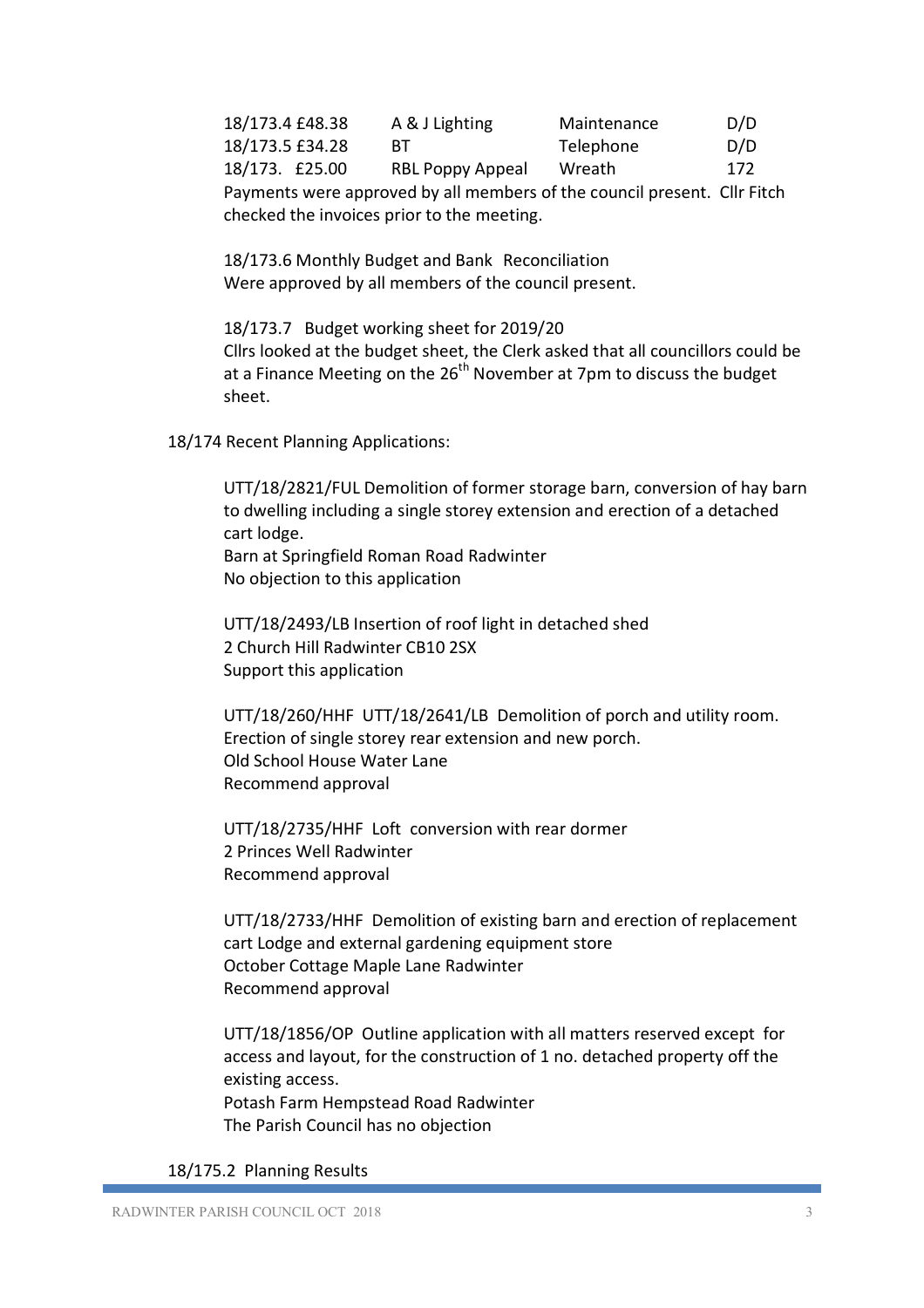| | | | |
|---|---|---|---|
| 18/173.4 £48.38 | A & J Lighting | Maintenance | D/D |
| 18/173.5 £34.28 | BT | Telephone | D/D |
| 18/173. £25.00 | RBL Poppy Appeal | Wreath | 172 |

Payments were approved by all members of the council present. Cllr Fitch checked the invoices prior to the meeting.

18/173.6 Monthly Budget and Bank Reconciliation
Were approved by all members of the council present.

18/173.7 Budget working sheet for 2019/20
Cllrs looked at the budget sheet, the Clerk asked that all councillors could be at a Finance Meeting on the 26th November at 7pm to discuss the budget sheet.

18/174 Recent Planning Applications:

UTT/18/2821/FUL Demolition of former storage barn, conversion of hay barn to dwelling including a single storey extension and erection of a detached cart lodge.
Barn at Springfield Roman Road Radwinter
No objection to this application

UTT/18/2493/LB Insertion of roof light in detached shed
2 Church Hill Radwinter CB10 2SX
Support this application

UTT/18/260/HHF UTT/18/2641/LB Demolition of porch and utility room. Erection of single storey rear extension and new porch.
Old School House Water Lane
Recommend approval

UTT/18/2735/HHF Loft conversion with rear dormer
2 Princes Well Radwinter
Recommend approval

UTT/18/2733/HHF Demolition of existing barn and erection of replacement cart Lodge and external gardening equipment store
October Cottage Maple Lane Radwinter
Recommend approval

UTT/18/1856/OP Outline application with all matters reserved except for access and layout, for the construction of 1 no. detached property off the existing access.
Potash Farm Hempstead Road Radwinter
The Parish Council has no objection

18/175.2 Planning Results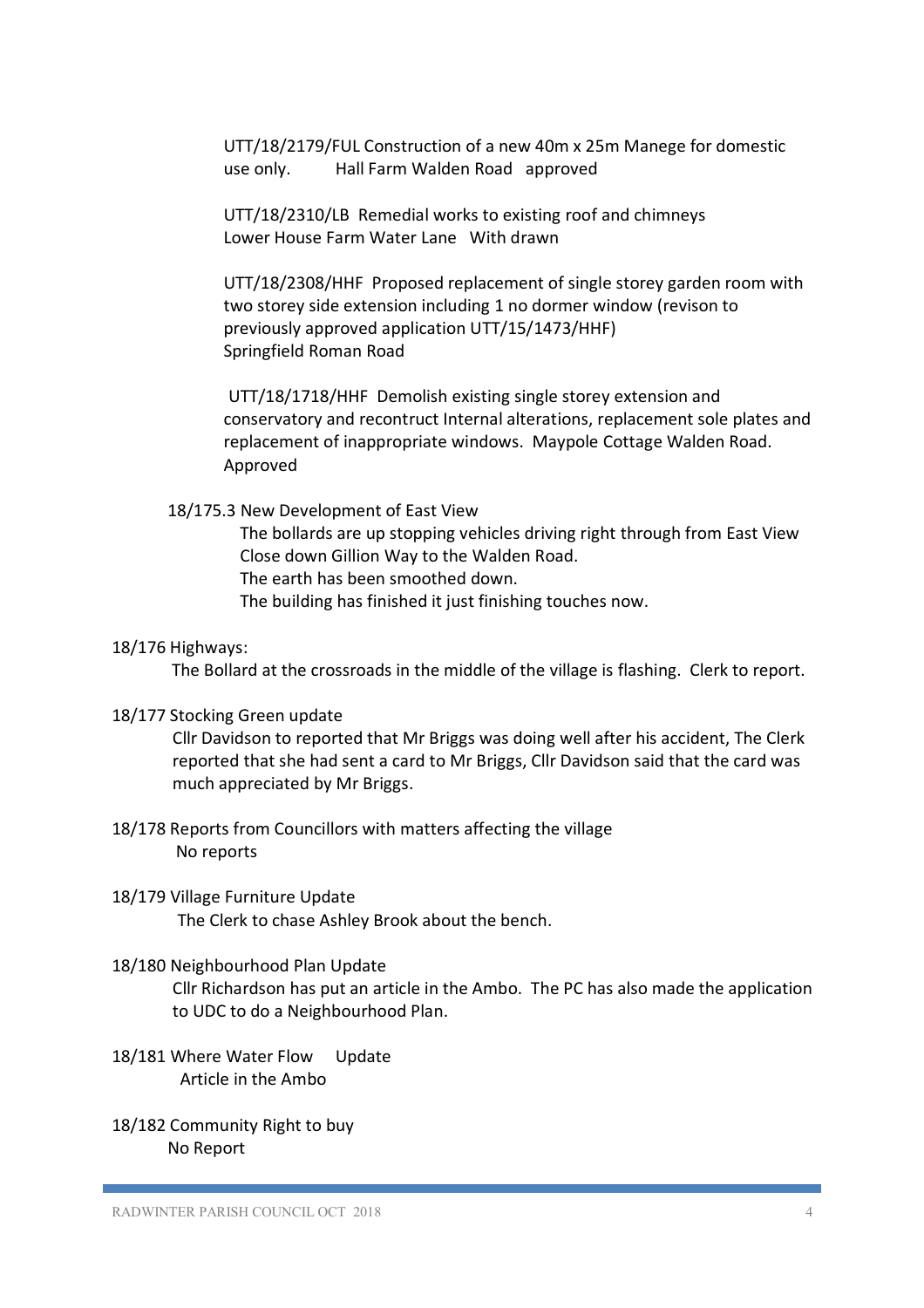UTT/18/2179/FUL Construction of a new 40m x 25m Manege for domestic use only. Hall Farm Walden Road approved

UTT/18/2310/LB Remedial works to existing roof and chimneys Lower House Farm Water Lane With drawn

UTT/18/2308/HHF Proposed replacement of single storey garden room with two storey side extension including 1 no dormer window (revison to previously approved application UTT/15/1473/HHF) Springfield Roman Road

UTT/18/1718/HHF Demolish existing single storey extension and conservatory and recontruct Internal alterations, replacement sole plates and replacement of inappropriate windows. Maypole Cottage Walden Road. Approved

18/175.3 New Development of East View

The bollards are up stopping vehicles driving right through from East View Close down Gillion Way to the Walden Road.
The earth has been smoothed down.
The building has finished it just finishing touches now.

18/176 Highways:

The Bollard at the crossroads in the middle of the village is flashing. Clerk to report.

18/177 Stocking Green update

Cllr Davidson to reported that Mr Briggs was doing well after his accident, The Clerk reported that she had sent a card to Mr Briggs, Cllr Davidson said that the card was much appreciated by Mr Briggs.

18/178 Reports from Councillors with matters affecting the village

No reports

18/179 Village Furniture Update

The Clerk to chase Ashley Brook about the bench.

18/180 Neighbourhood Plan Update

Cllr Richardson has put an article in the Ambo. The PC has also made the application to UDC to do a Neighbourhood Plan.

18/181 Where Water Flow Update

Article in the Ambo

18/182 Community Right to buy

No Report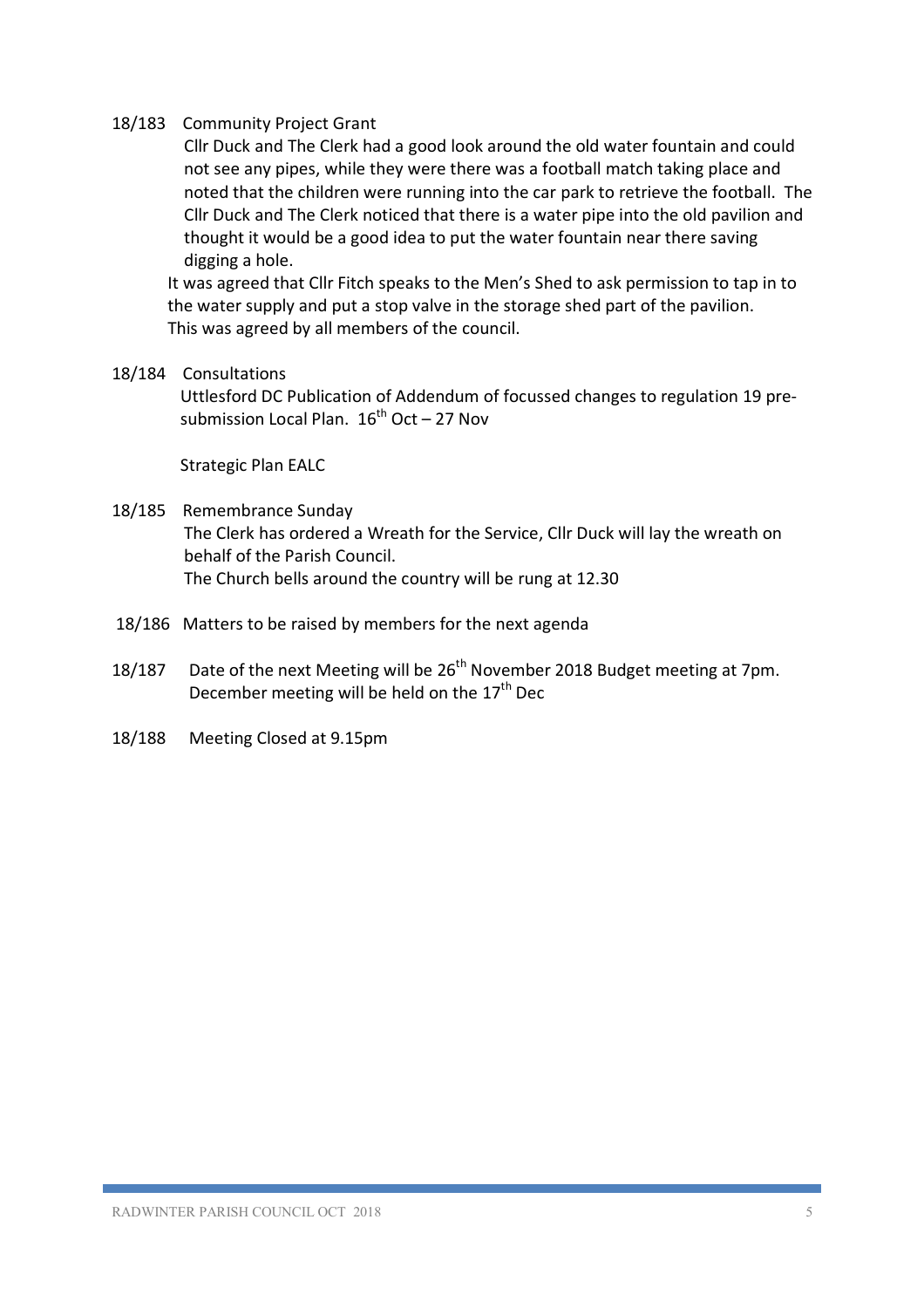18/183 Community Project Grant

Cllr Duck and The Clerk had a good look around the old water fountain and could not see any pipes, while they were there was a football match taking place and noted that the children were running into the car park to retrieve the football. The Cllr Duck and The Clerk noticed that there is a water pipe into the old pavilion and thought it would be a good idea to put the water fountain near there saving digging a hole.

It was agreed that Cllr Fitch speaks to the Men's Shed to ask permission to tap in to the water supply and put a stop valve in the storage shed part of the pavilion. This was agreed by all members of the council.

18/184 Consultations

Uttlesford DC Publication of Addendum of focussed changes to regulation 19 pre-submission Local Plan. 16th Oct – 27 Nov

Strategic Plan EALC

18/185 Remembrance Sunday

The Clerk has ordered a Wreath for the Service, Cllr Duck will lay the wreath on behalf of the Parish Council.

The Church bells around the country will be rung at 12.30

18/186 Matters to be raised by members for the next agenda

18/187 Date of the next Meeting will be 26th November 2018 Budget meeting at 7pm. December meeting will be held on the 17th Dec

18/188 Meeting Closed at 9.15pm